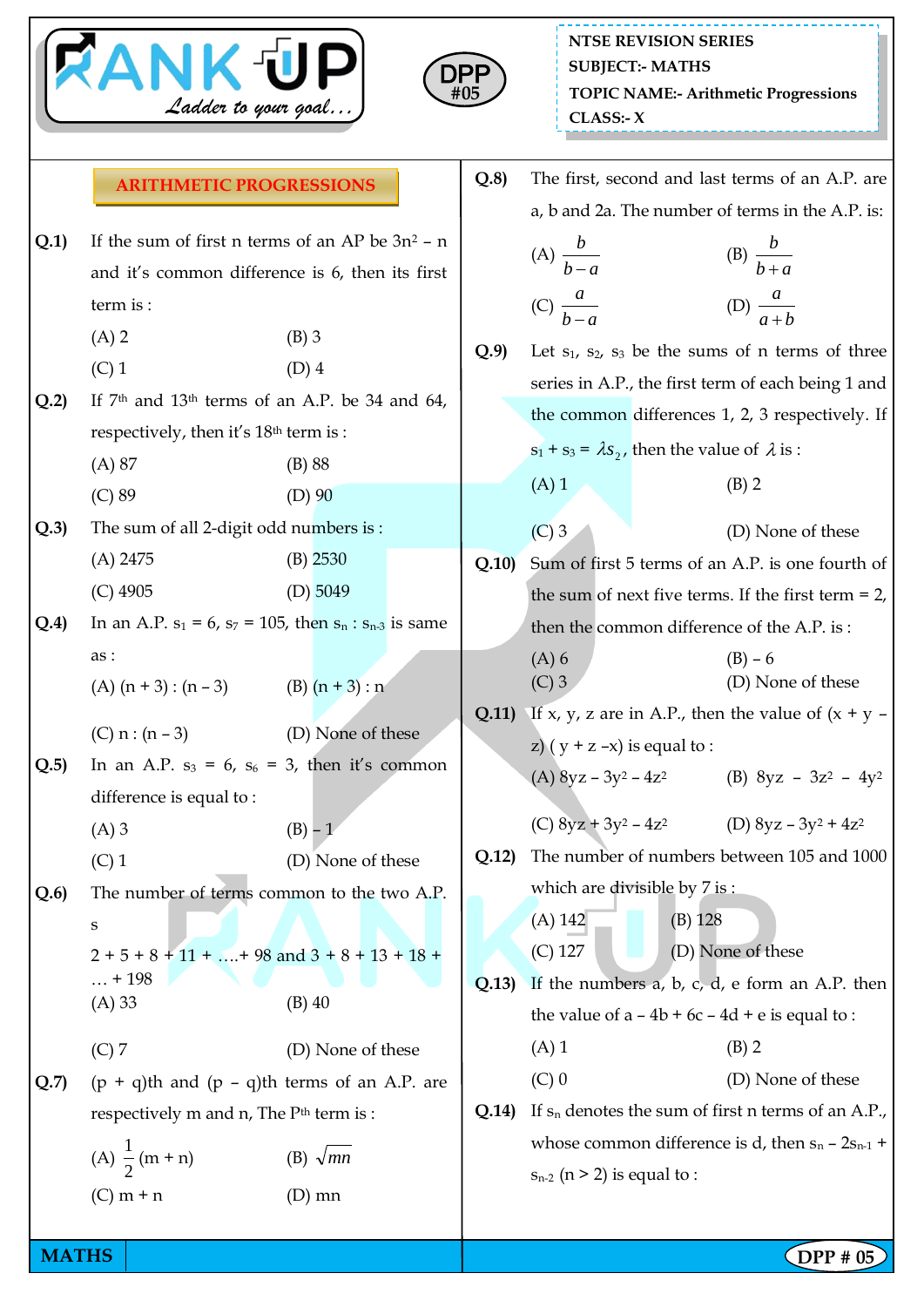NTSE REVISION SERIES
SUBJECT:- MATHS
TOPIC NAME:- Arithmetic Progressions
CLASS:- X

DPP #05

## ARITHMETIC PROGRESSIONS

**Q.1)** If the sum of first n terms of an AP be $3n^2 - n$ and it's common difference is 6, then its first term is :

(A) 2 (B) 3
(C) 1 (D) 4

**Q.2)** If 7th and 13th terms of an A.P. be 34 and 64, respectively, then it's 18th term is :

(A) 87 (B) 88
(C) 89 (D) 90

**Q.3)** The sum of all 2-digit odd numbers is :

(A) 2475 (B) 2530
(C) 4905 (D) 5049

**Q.4)** In an A.P. $s_1 = 6$, $s_7 = 105$, then $s_n : s_{n-3}$ is same as :

(A) (n + 3) : (n – 3) (B) (n + 3) : n
(C) n : (n – 3) (D) None of these

**Q.5)** In an A.P. $s_3 = 6$, $s_6 = 3$, then it's common difference is equal to :

(A) 3 (B) – 1
(C) 1 (D) None of these

**Q.6)** The number of terms common to the two A.P. s

2 + 5 + 8 + 11 + ….+ 98 and 3 + 8 + 13 + 18 + … + 198

(A) 33 (B) 40
(C) 7 (D) None of these

**Q.7)** (p + q)th and (p – q)th terms of an A.P. are respectively m and n, The Pth term is :

(A) $\frac{1}{2}$(m + n) (B) $\sqrt{mn}$
(C) m + n (D) mn

**Q.8)** The first, second and last terms of an A.P. are a, b and 2a. The number of terms in the A.P. is:

(A) $\frac{b}{b-a}$ (B) $\frac{b}{b+a}$
(C) $\frac{a}{b-a}$ (D) $\frac{a}{a+b}$

**Q.9)** Let $s_1$, $s_2$, $s_3$ be the sums of n terms of three series in A.P., the first term of each being 1 and the common differences 1, 2, 3 respectively. If $s_1 + s_3 = \lambda s_2$, then the value of $\lambda$ is :

(A) 1 (B) 2
(C) 3 (D) None of these

**Q.10)** Sum of first 5 terms of an A.P. is one fourth of the sum of next five terms. If the first term = 2, then the common difference of the A.P. is :

(A) 6 (B) – 6
(C) 3 (D) None of these

**Q.11)** If x, y, z are in A.P., then the value of (x + y – z) ( y + z –x) is equal to :

(A) $8yz - 3y^2 - 4z^2$ (B) $8yz - 3z^2 - 4y^2$
(C) $8yz + 3y^2 - 4z^2$ (D) $8yz - 3y^2 + 4z^2$

**Q.12)** The number of numbers between 105 and 1000 which are divisible by 7 is :

(A) 142 (B) 128
(C) 127 (D) None of these

**Q.13)** If the numbers a, b, c, d, e form an A.P. then the value of a – 4b + 6c – 4d + e is equal to :

(A) 1 (B) 2
(C) 0 (D) None of these

**Q.14)** If $s_n$ denotes the sum of first n terms of an A.P., whose common difference is d, then $s_n - 2s_{n-1} + s_{n-2}$ (n > 2) is equal to :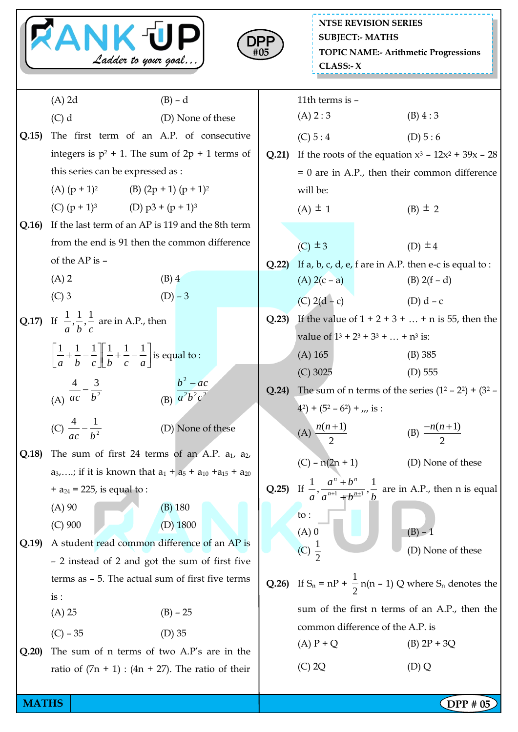(A) 2d (B) – d

(C) d (D) None of these

**Q.15)** The first term of an A.P. of consecutive integers is $p^2 + 1$. The sum of $2p + 1$ terms of this series can be expressed as :

(A) $(p + 1)^2$ (B) $(2p + 1)(p + 1)^2$

(C) $(p + 1)^3$ (D) $p3 + (p + 1)^3$

**Q.16)** If the last term of an AP is 119 and the 8th term from the end is 91 then the common difference of the AP is –

(A) 2 (B) 4

(C) 3 (D) – 3

**Q.17)** If $\frac{1}{a}, \frac{1}{b}, \frac{1}{c}$ are in A.P., then $\left[\frac{1}{a}+\frac{1}{b}-\frac{1}{c}\right]\left[\frac{1}{b}+\frac{1}{c}-\frac{1}{a}\right]$ is equal to :

(A) $\frac{4}{ac}-\frac{3}{b^2}$ (B) $\frac{b^2-ac}{a^2b^2c^2}$

(C) $\frac{4}{ac}-\frac{1}{b^2}$ (D) None of these

**Q.18)** The sum of first 24 terms of an A.P. $a_1$, $a_2$, $a_3$,….; if it is known that $a_1 + a_5 + a_{10} + a_{15} + a_{20} + a_{24} = 225$, is equal to :

(A) 90 (B) 180

(C) 900 (D) 1800

**Q.19)** A student read common difference of an AP is – 2 instead of 2 and got the sum of first five terms as – 5. The actual sum of first five terms is :

(A) 25 (B) – 25

(C) – 35 (D) 35

**Q.20)** The sum of n terms of two A.P's are in the ratio of $(7n + 1) : (4n + 27)$. The ratio of their 11th terms is –

(A) 2 : 3 (B) 4 : 3

(C) 5 : 4 (D) 5 : 6

**Q.21)** If the roots of the equation $x^3 - 12x^2 + 39x - 28 = 0$ are in A.P., then their common difference will be:

(A) $\pm 1$ (B) $\pm 2$

(C) $\pm 3$ (D) $\pm 4$

**Q.22)** If a, b, c, d, e, f are in A.P. then e-c is equal to :

(A) 2(c – a) (B) 2(f – d)

(C) 2(d – c) (D) d – c

**Q.23)** If the value of 1 + 2 + 3 + … + n is 55, then the value of $1^3 + 2^3 + 3^3 + \ldots + n^3$ is:

(A) 165 (B) 385

(C) 3025 (D) 555

**Q.24)** The sum of n terms of the series $(1^2 - 2^2) + (3^2 - 4^2) + (5^2 - 6^2) +$ ,,,, is :

(A) $\frac{n(n+1)}{2}$ (B) $\frac{-n(n+1)}{2}$

(C) $-n(2n + 1)$ (D) None of these

**Q.25)** If $\frac{1}{a}, \frac{a^n+b^n}{a^{n+1}+b^{n+1}}, \frac{1}{b}$ are in A.P., then n is equal to :

(A) 0 (B) – 1

(C) $\frac{1}{2}$ (D) None of these

**Q.26)** If $S_n = nP + \frac{1}{2}n(n-1)Q$ where $S_n$ denotes the sum of the first n terms of an A.P., then the common difference of the A.P. is

(A) P + Q (B) 2P + 3Q

(C) 2Q (D) Q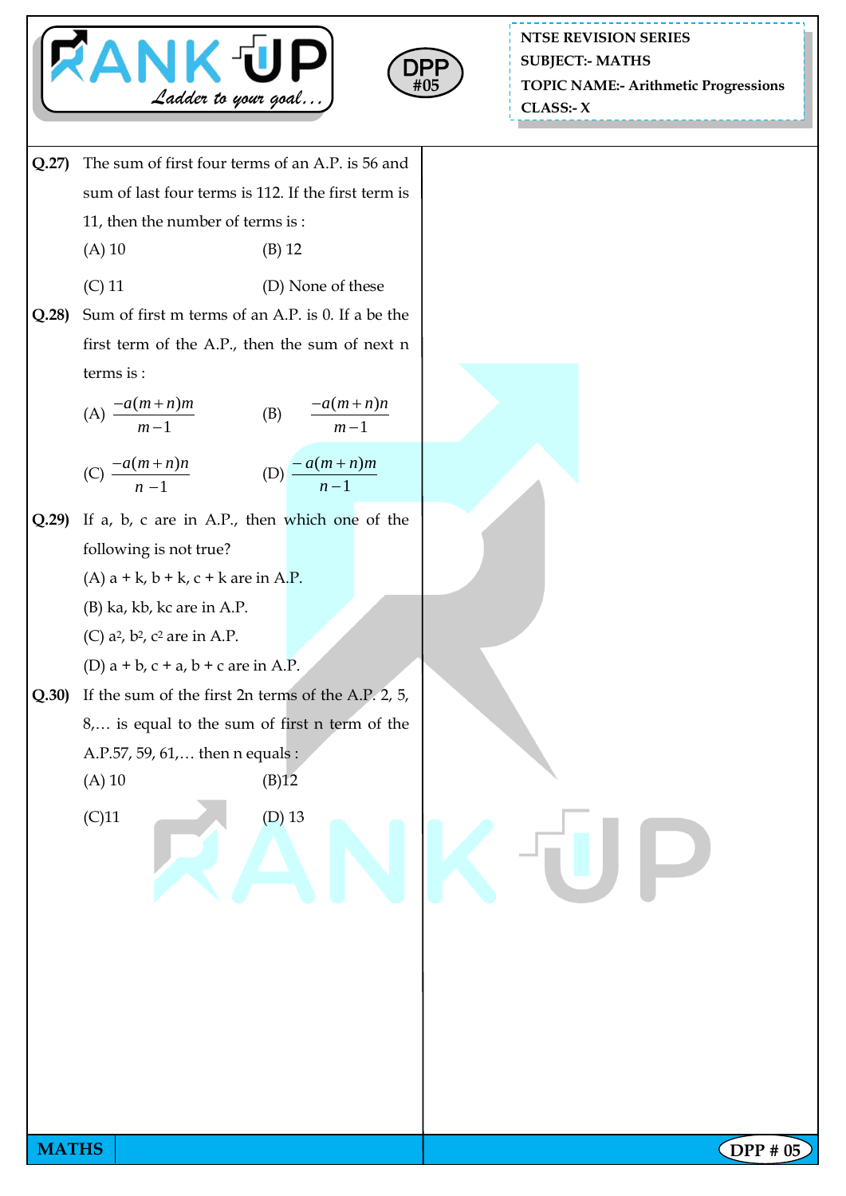**Q.27)** The sum of first four terms of an A.P. is 56 and sum of last four terms is 112. If the first term is 11, then the number of terms is :

(A) 10 (B) 12

(C) 11 (D) None of these

**Q.28)** Sum of first m terms of an A.P. is 0. If a be the first term of the A.P., then the sum of next n terms is :

(A) $\dfrac{-a(m+n)m}{m-1}$ (B) $\dfrac{-a(m+n)n}{m-1}$

(C) $\dfrac{-a(m+n)n}{n-1}$ (D) $\dfrac{-a(m+n)m}{n-1}$

**Q.29)** If a, b, c are in A.P., then which one of the following is not true?

(A) a + k, b + k, c + k are in A.P.

(B) ka, kb, kc are in A.P.

(C) $a^2$, $b^2$, $c^2$ are in A.P.

(D) a + b, c + a, b + c are in A.P.

**Q.30)** If the sum of the first 2n terms of the A.P. 2, 5, 8,… is equal to the sum of first n term of the A.P.57, 59, 61,… then n equals :

(A) 10 (B)12

(C)11 (D) 13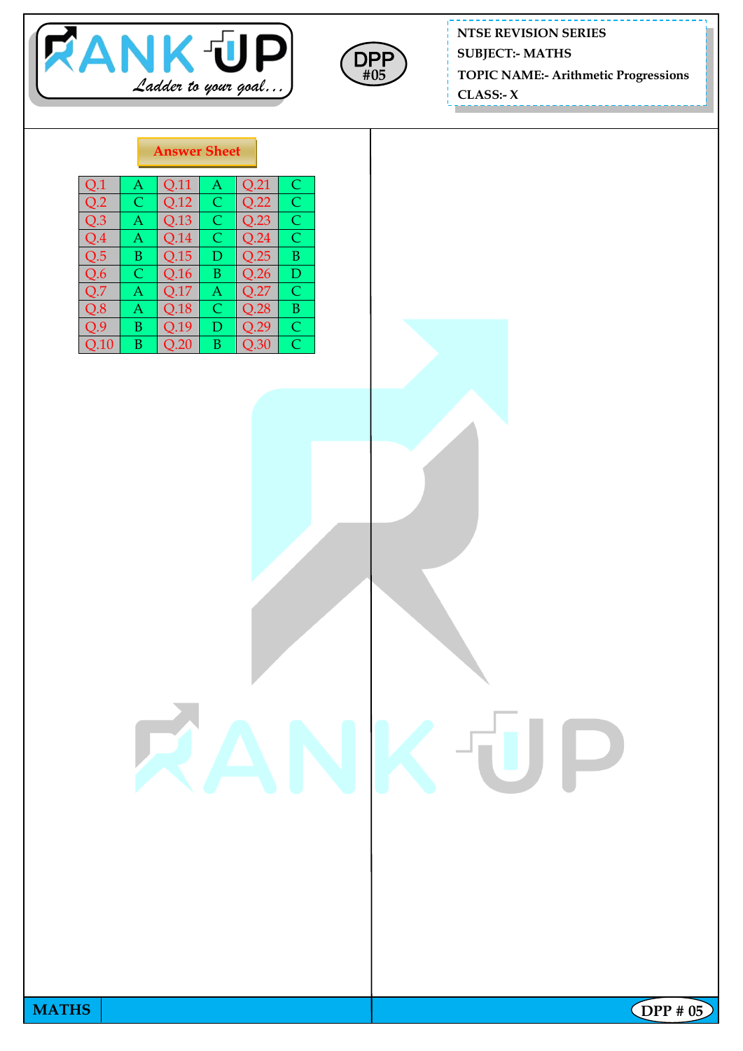## Answer Sheet

| | | | | | |
|---|---|---|---|---|---|
| Q.1 | A | Q.11 | A | Q.21 | C |
| Q.2 | C | Q.12 | C | Q.22 | C |
| Q.3 | A | Q.13 | C | Q.23 | C |
| Q.4 | A | Q.14 | C | Q.24 | C |
| Q.5 | B | Q.15 | D | Q.25 | B |
| Q.6 | C | Q.16 | B | Q.26 | D |
| Q.7 | A | Q.17 | A | Q.27 | C |
| Q.8 | A | Q.18 | C | Q.28 | B |
| Q.9 | B | Q.19 | D | Q.29 | C |
| Q.10 | B | Q.20 | B | Q.30 | C |